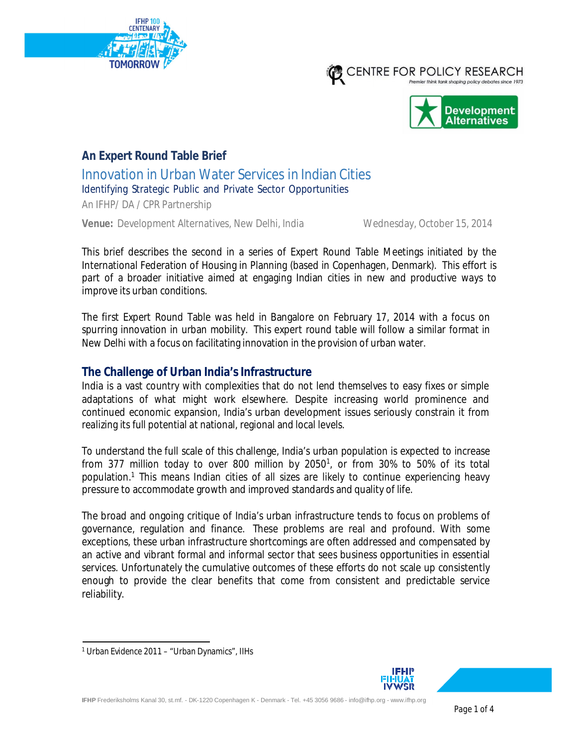# An Expert Round Table Brief

## Innovation in Urban Water Services in Indian Cities

### Identifying Strategic Public and Private Sector Opportunities

An IFHP/ DA / CPR Partnership

**Venue:** Development Alternatives, New Delhi, India — Wednesday, October 15, 2014

This brief describes the second in a series of Expert Round Table Meetings initiated by the International Federation of Housing in Planning (based in Copenhagen, Denmark). This effort is part of a broader initiative aimed at engaging Indian cities in new and productive ways to improve its urban conditions.

The first Expert Round Table was held in Bangalore on February 17, 2014 with a focus on spurring innovation in urban mobility. This expert round table will follow a similar format in New Delhi with a focus on facilitating innovation in the provision of urban water.

## The Challenge of Urban India's Infrastructure

India is a vast country with complexities that do not lend themselves to easy fixes or simple adaptations of what might work elsewhere. Despite increasing world prominence and continued economic expansion, India's urban development issues seriously constrain it from realizing its full potential at national, regional and local levels.

To understand the full scale of this challenge, India's urban population is expected to increase from 377 million today to over 800 million by 2050[1], or from 30% to 50% of its total population.[1] This means Indian cities of all sizes are likely to continue experiencing heavy pressure to accommodate growth and improved standards and quality of life.

The broad and ongoing critique of India's urban infrastructure tends to focus on problems of governance, regulation and finance. These problems are real and profound. With some exceptions, these urban infrastructure shortcomings are often addressed and compensated by an active and vibrant formal and informal sector that sees business opportunities in essential services. Unfortunately the cumulative outcomes of these efforts do not scale up consistently enough to provide the clear benefits that come from consistent and predictable service reliability.

---

[1] Urban Evidence 2011 – "Urban Dynamics", IIHs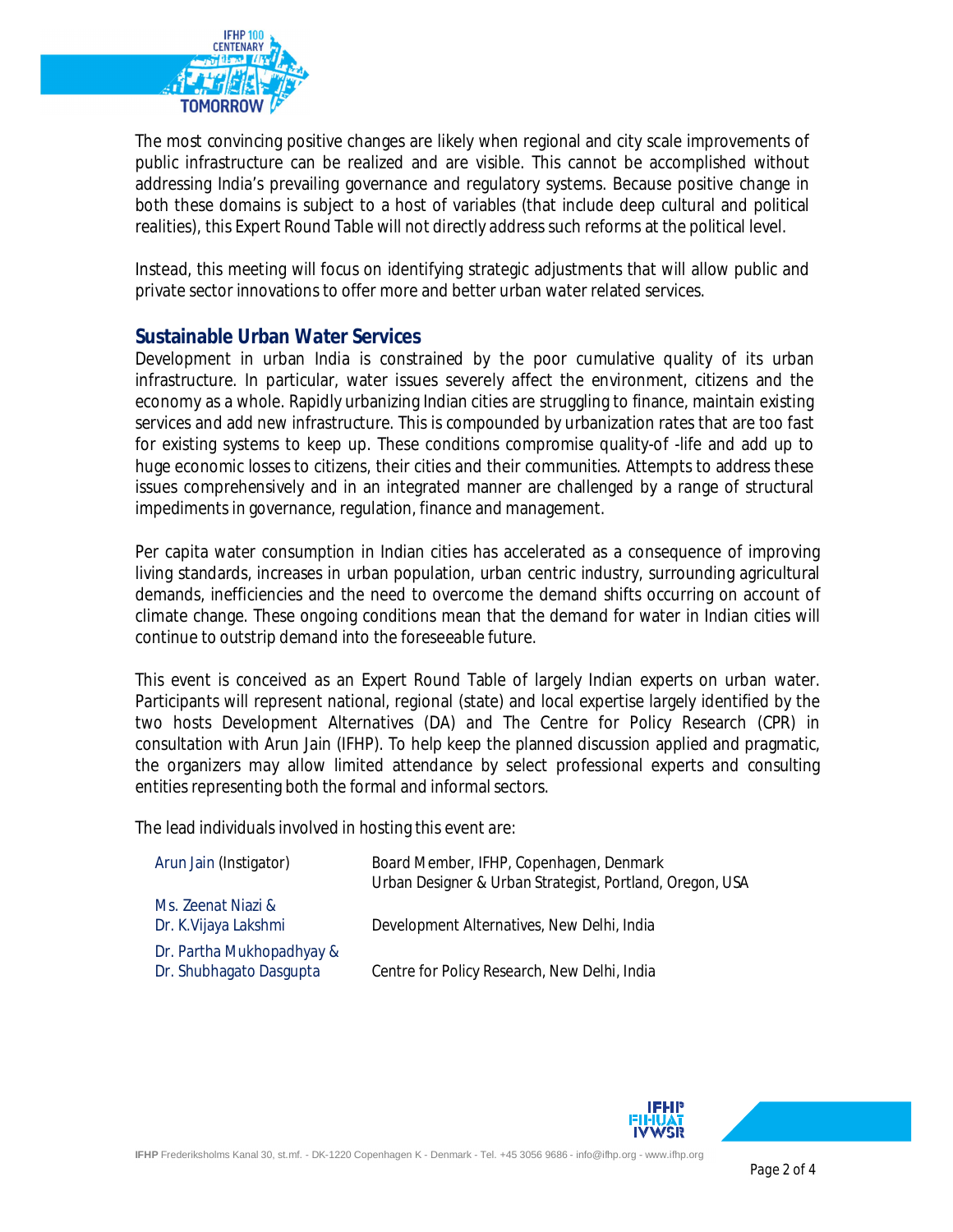The most convincing positive changes are likely when regional and city scale improvements of public infrastructure can be realized and are visible. This cannot be accomplished without addressing India's prevailing governance and regulatory systems. Because positive change in both these domains is subject to a host of variables (that include deep cultural and political realities), this Expert Round Table will not directly address such reforms at the political level.

Instead, this meeting will focus on identifying strategic adjustments that will allow public and private sector innovations to offer more and better urban water related services.

## Sustainable Urban Water Services

Development in urban India is constrained by the poor cumulative quality of its urban infrastructure. In particular, water issues severely affect the environment, citizens and the economy as a whole. Rapidly urbanizing Indian cities are struggling to finance, maintain existing services and add new infrastructure. This is compounded by urbanization rates that are too fast for existing systems to keep up. These conditions compromise quality-of -life and add up to huge economic losses to citizens, their cities and their communities. Attempts to address these issues comprehensively and in an integrated manner are challenged by a range of structural impediments in governance, regulation, finance and management.

Per capita water consumption in Indian cities has accelerated as a consequence of improving living standards, increases in urban population, urban centric industry, surrounding agricultural demands, inefficiencies and the need to overcome the demand shifts occurring on account of climate change. These ongoing conditions mean that the demand for water in Indian cities will continue to outstrip demand into the foreseeable future.

This event is conceived as an Expert Round Table of largely Indian experts on urban water. Participants will represent national, regional (state) and local expertise largely identified by the two hosts Development Alternatives (DA) and The Centre for Policy Research (CPR) in consultation with Arun Jain (IFHP). To help keep the planned discussion applied and pragmatic, the organizers may allow limited attendance by select professional experts and consulting entities representing both the formal and informal sectors.

The lead individuals involved in hosting this event are:

| | |
|---|---|
| Arun Jain (Instigator) | Board Member, IFHP, Copenhagen, Denmark<br>Urban Designer & Urban Strategist, Portland, Oregon, USA |
| Ms. Zeenat Niazi &<br>Dr. K.Vijaya Lakshmi | Development Alternatives, New Delhi, India |
| Dr. Partha Mukhopadhyay &<br>Dr. Shubhagato Dasgupta | Centre for Policy Research, New Delhi, India |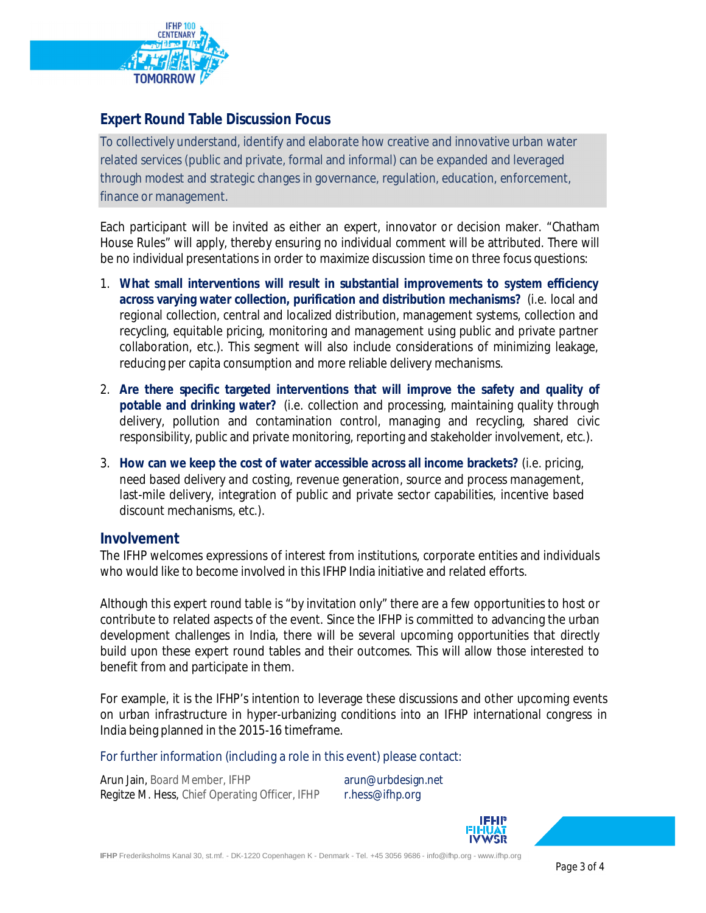## Expert Round Table Discussion Focus

To collectively understand, identify and elaborate how creative and innovative urban water related services (public and private, formal and informal) can be expanded and leveraged through modest and strategic changes in governance, regulation, education, enforcement, finance or management.

Each participant will be invited as either an expert, innovator or decision maker. "Chatham House Rules" will apply, thereby ensuring no individual comment will be attributed. There will be no individual presentations in order to maximize discussion time on three focus questions:

1. **What small interventions will result in substantial improvements to system efficiency across varying water collection, purification and distribution mechanisms?** (i.e. local and regional collection, central and localized distribution, management systems, collection and recycling, equitable pricing, monitoring and management using public and private partner collaboration, etc.). This segment will also include considerations of minimizing leakage, reducing per capita consumption and more reliable delivery mechanisms.

2. **Are there specific targeted interventions that will improve the safety and quality of potable and drinking water?** (i.e. collection and processing, maintaining quality through delivery, pollution and contamination control, managing and recycling, shared civic responsibility, public and private monitoring, reporting and stakeholder involvement, etc.).

3. **How can we keep the cost of water accessible across all income brackets?** (i.e. pricing, need based delivery and costing, revenue generation, source and process management, last-mile delivery, integration of public and private sector capabilities, incentive based discount mechanisms, etc.).

## Involvement

The IFHP welcomes expressions of interest from institutions, corporate entities and individuals who would like to become involved in this IFHP India initiative and related efforts.

Although this expert round table is "by invitation only" there are a few opportunities to host or contribute to related aspects of the event. Since the IFHP is committed to advancing the urban development challenges in India, there will be several upcoming opportunities that directly build upon these expert round tables and their outcomes. This will allow those interested to benefit from and participate in them.

For example, it is the IFHP's intention to leverage these discussions and other upcoming events on urban infrastructure in hyper-urbanizing conditions into an IFHP international congress in India being planned in the 2015-16 timeframe.

For further information (including a role in this event) please contact:

Arun Jain, Board Member, IFHP — arun@urbdesign.net
Regitze M. Hess, Chief Operating Officer, IFHP — r.hess@ifhp.org

**IFHP** Frederiksholms Kanal 30, st.mf. - DK-1220 Copenhagen K - Denmark - Tel. +45 3056 9686 - info@ifhp.org - www.ifhp.org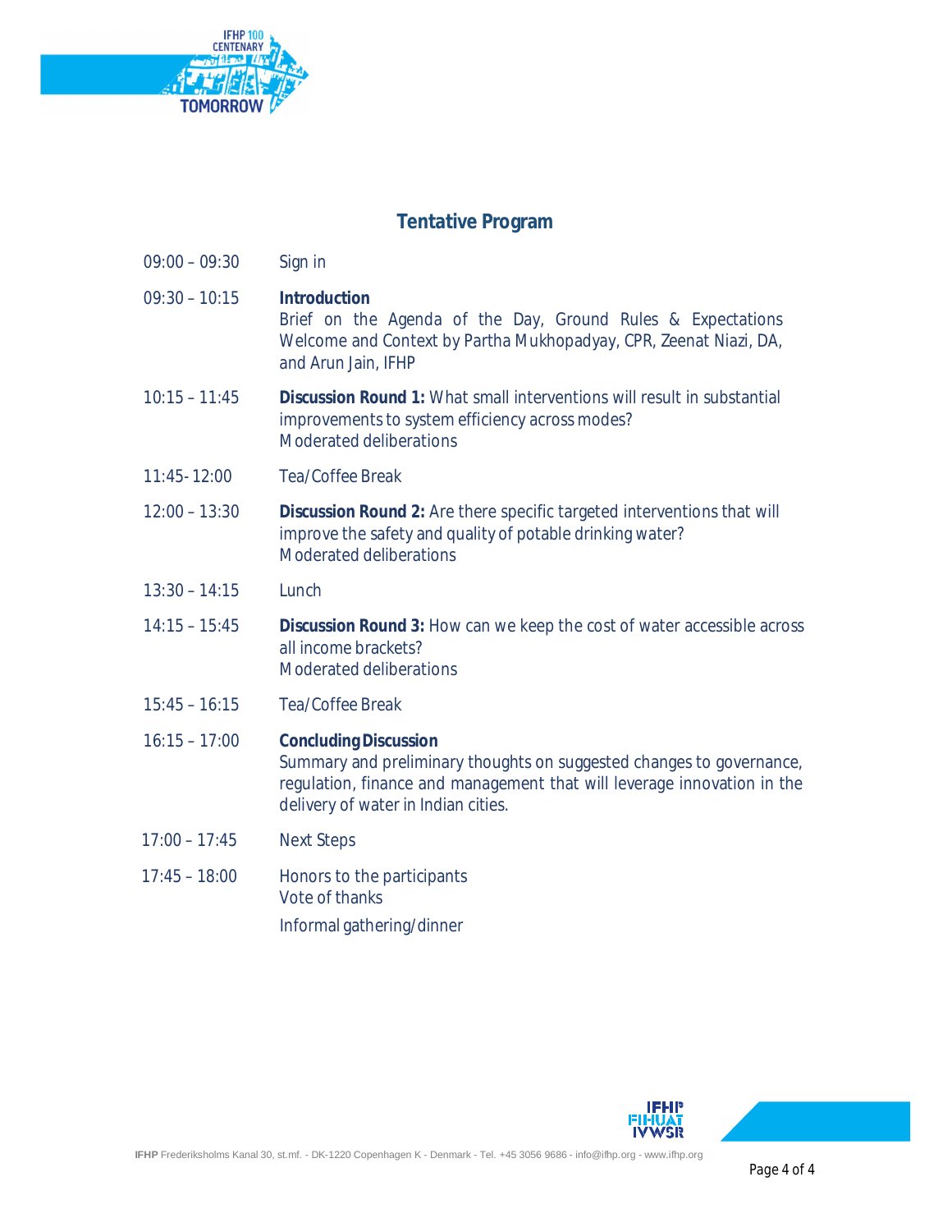## Tentative Program

| | |
|---|---|
| 09:00 – 09:30 | Sign in |
| 09:30 – 10:15 | **Introduction**<br>Brief on the Agenda of the Day, Ground Rules & Expectations<br>Welcome and Context by Partha Mukhopadyay, CPR, Zeenat Niazi, DA, and Arun Jain, IFHP |
| 10:15 – 11:45 | **Discussion Round 1:** What small interventions will result in substantial improvements to system efficiency across modes?<br>Moderated deliberations |
| 11:45- 12:00 | Tea/Coffee Break |
| 12:00 – 13:30 | **Discussion Round 2:** Are there specific targeted interventions that will improve the safety and quality of potable drinking water?<br>Moderated deliberations |
| 13:30 – 14:15 | Lunch |
| 14:15 – 15:45 | **Discussion Round 3:** How can we keep the cost of water accessible across all income brackets?<br>Moderated deliberations |
| 15:45 – 16:15 | Tea/Coffee Break |
| 16:15 – 17:00 | **Concluding Discussion**<br>Summary and preliminary thoughts on suggested changes to governance, regulation, finance and management that will leverage innovation in the delivery of water in Indian cities. |
| 17:00 – 17:45 | Next Steps |
| 17:45 – 18:00 | Honors to the participants<br>Vote of thanks<br>Informal gathering/dinner |

**IFHP** Frederiksholms Kanal 30, st.mf. - DK-1220 Copenhagen K - Denmark - Tel. +45 3056 9686 - info@ifhp.org - www.ifhp.org